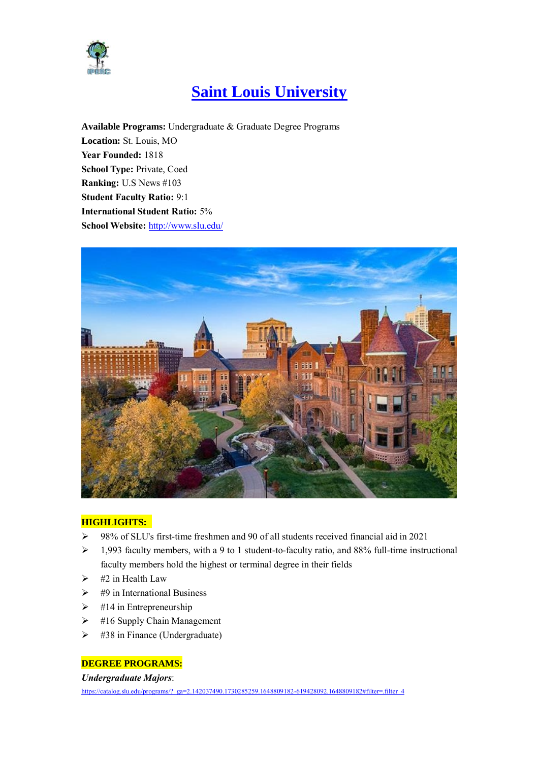# [Saint Louis University](http://www.slu.edu/)

**Available Programs:** Undergraduate & Graduate Degree Programs
**Location:** St. Louis, MO
**Year Founded:** 1818
**School Type:** Private, Coed
**Ranking:** U.S News #103
**Student Faculty Ratio:** 9:1
**International Student Ratio:** 5%
**School Website:** [http://www.slu.edu/](http://www.slu.edu/)

**HIGHLIGHTS:**

- 98% of SLU's first-time freshmen and 90 of all students received financial aid in 2021
- 1,993 faculty members, with a 9 to 1 student-to-faculty ratio, and 88% full-time instructional faculty members hold the highest or terminal degree in their fields
- #2 in Health Law
- #9 in International Business
- #14 in Entrepreneurship
- #16 Supply Chain Management
- #38 in Finance (Undergraduate)

**DEGREE PROGRAMS:**

***Undergraduate Majors***:

https://catalog.slu.edu/programs/?_ga=2.142037490.1730285259.1648809182-619428092.1648809182#filter=.filter_4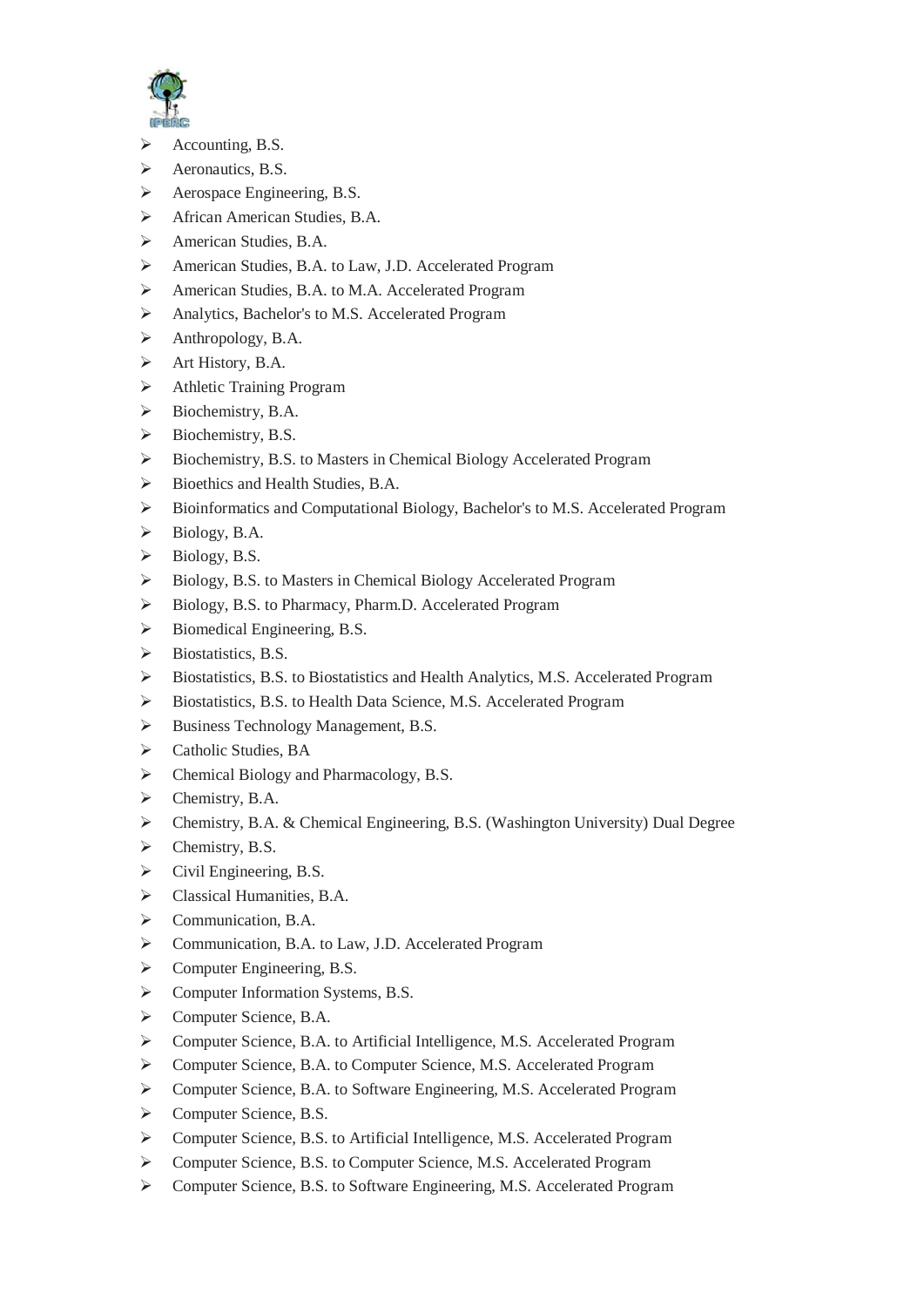- Accounting, B.S.
- Aeronautics, B.S.
- Aerospace Engineering, B.S.
- African American Studies, B.A.
- American Studies, B.A.
- American Studies, B.A. to Law, J.D. Accelerated Program
- American Studies, B.A. to M.A. Accelerated Program
- Analytics, Bachelor's to M.S. Accelerated Program
- Anthropology, B.A.
- Art History, B.A.
- Athletic Training Program
- Biochemistry, B.A.
- Biochemistry, B.S.
- Biochemistry, B.S. to Masters in Chemical Biology Accelerated Program
- Bioethics and Health Studies, B.A.
- Bioinformatics and Computational Biology, Bachelor's to M.S. Accelerated Program
- Biology, B.A.
- Biology, B.S.
- Biology, B.S. to Masters in Chemical Biology Accelerated Program
- Biology, B.S. to Pharmacy, Pharm.D. Accelerated Program
- Biomedical Engineering, B.S.
- Biostatistics, B.S.
- Biostatistics, B.S. to Biostatistics and Health Analytics, M.S. Accelerated Program
- Biostatistics, B.S. to Health Data Science, M.S. Accelerated Program
- Business Technology Management, B.S.
- Catholic Studies, BA
- Chemical Biology and Pharmacology, B.S.
- Chemistry, B.A.
- Chemistry, B.A. & Chemical Engineering, B.S. (Washington University) Dual Degree
- Chemistry, B.S.
- Civil Engineering, B.S.
- Classical Humanities, B.A.
- Communication, B.A.
- Communication, B.A. to Law, J.D. Accelerated Program
- Computer Engineering, B.S.
- Computer Information Systems, B.S.
- Computer Science, B.A.
- Computer Science, B.A. to Artificial Intelligence, M.S. Accelerated Program
- Computer Science, B.A. to Computer Science, M.S. Accelerated Program
- Computer Science, B.A. to Software Engineering, M.S. Accelerated Program
- Computer Science, B.S.
- Computer Science, B.S. to Artificial Intelligence, M.S. Accelerated Program
- Computer Science, B.S. to Computer Science, M.S. Accelerated Program
- Computer Science, B.S. to Software Engineering, M.S. Accelerated Program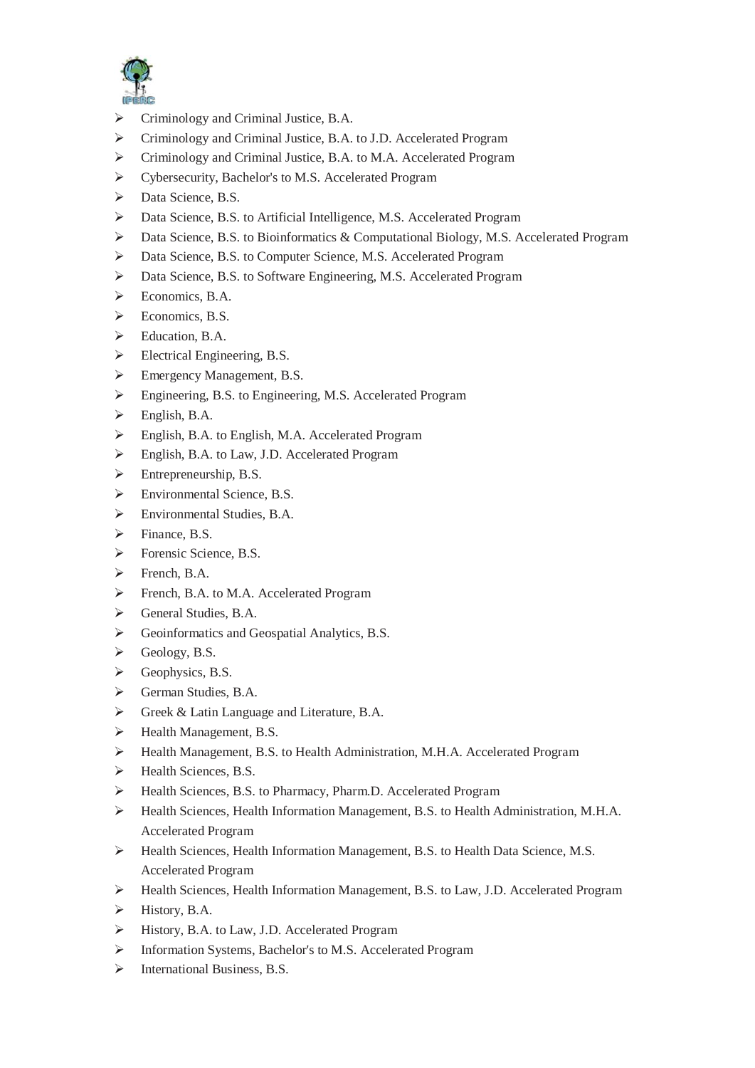- Criminology and Criminal Justice, B.A.
- Criminology and Criminal Justice, B.A. to J.D. Accelerated Program
- Criminology and Criminal Justice, B.A. to M.A. Accelerated Program
- Cybersecurity, Bachelor's to M.S. Accelerated Program
- Data Science, B.S.
- Data Science, B.S. to Artificial Intelligence, M.S. Accelerated Program
- Data Science, B.S. to Bioinformatics & Computational Biology, M.S. Accelerated Program
- Data Science, B.S. to Computer Science, M.S. Accelerated Program
- Data Science, B.S. to Software Engineering, M.S. Accelerated Program
- Economics, B.A.
- Economics, B.S.
- Education, B.A.
- Electrical Engineering, B.S.
- Emergency Management, B.S.
- Engineering, B.S. to Engineering, M.S. Accelerated Program
- English, B.A.
- English, B.A. to English, M.A. Accelerated Program
- English, B.A. to Law, J.D. Accelerated Program
- Entrepreneurship, B.S.
- Environmental Science, B.S.
- Environmental Studies, B.A.
- Finance, B.S.
- Forensic Science, B.S.
- French, B.A.
- French, B.A. to M.A. Accelerated Program
- General Studies, B.A.
- Geoinformatics and Geospatial Analytics, B.S.
- Geology, B.S.
- Geophysics, B.S.
- German Studies, B.A.
- Greek & Latin Language and Literature, B.A.
- Health Management, B.S.
- Health Management, B.S. to Health Administration, M.H.A. Accelerated Program
- Health Sciences, B.S.
- Health Sciences, B.S. to Pharmacy, Pharm.D. Accelerated Program
- Health Sciences, Health Information Management, B.S. to Health Administration, M.H.A. Accelerated Program
- Health Sciences, Health Information Management, B.S. to Health Data Science, M.S. Accelerated Program
- Health Sciences, Health Information Management, B.S. to Law, J.D. Accelerated Program
- History, B.A.
- History, B.A. to Law, J.D. Accelerated Program
- Information Systems, Bachelor's to M.S. Accelerated Program
- International Business, B.S.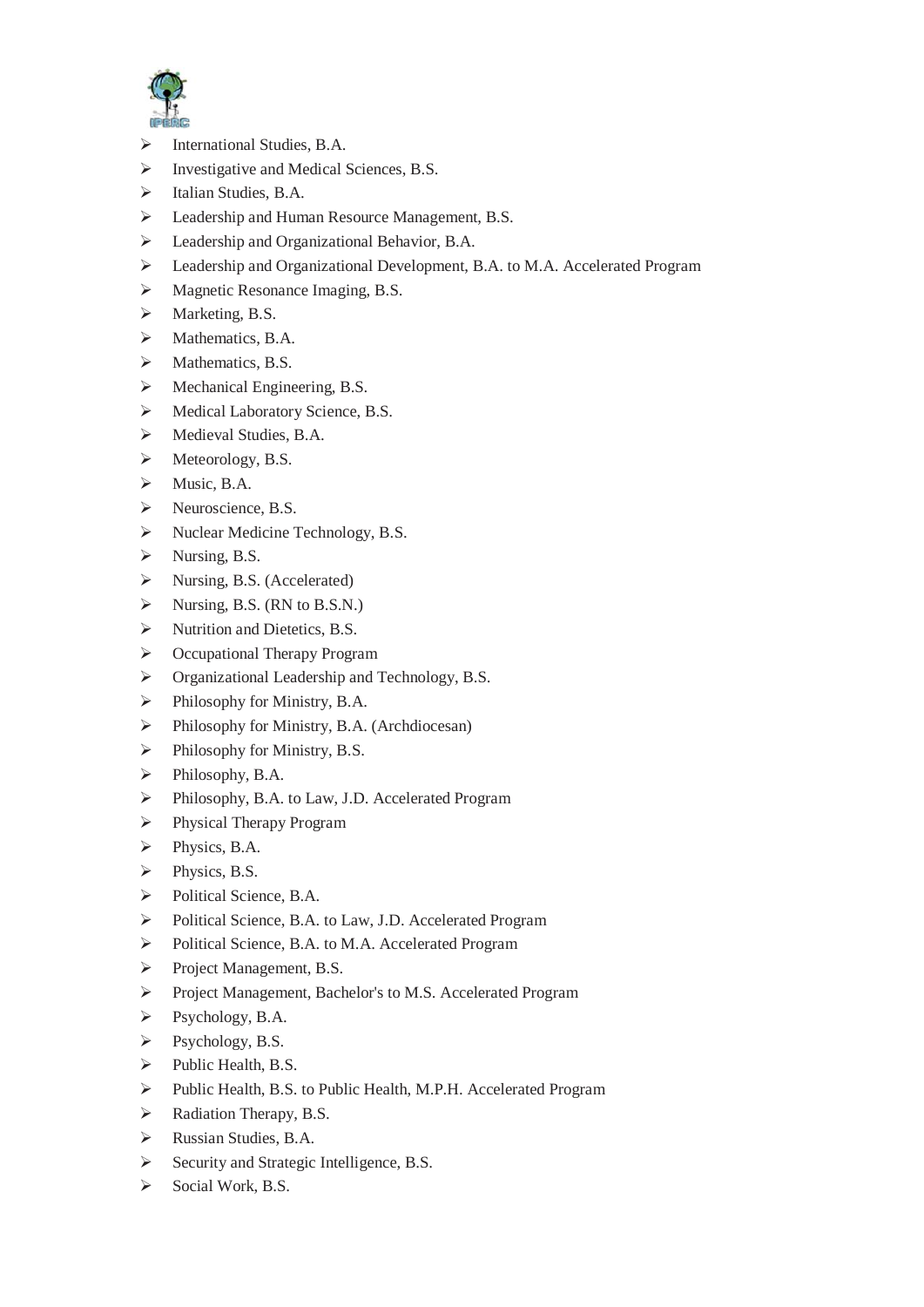- International Studies, B.A.
- Investigative and Medical Sciences, B.S.
- Italian Studies, B.A.
- Leadership and Human Resource Management, B.S.
- Leadership and Organizational Behavior, B.A.
- Leadership and Organizational Development, B.A. to M.A. Accelerated Program
- Magnetic Resonance Imaging, B.S.
- Marketing, B.S.
- Mathematics, B.A.
- Mathematics, B.S.
- Mechanical Engineering, B.S.
- Medical Laboratory Science, B.S.
- Medieval Studies, B.A.
- Meteorology, B.S.
- Music, B.A.
- Neuroscience, B.S.
- Nuclear Medicine Technology, B.S.
- Nursing, B.S.
- Nursing, B.S. (Accelerated)
- Nursing, B.S. (RN to B.S.N.)
- Nutrition and Dietetics, B.S.
- Occupational Therapy Program
- Organizational Leadership and Technology, B.S.
- Philosophy for Ministry, B.A.
- Philosophy for Ministry, B.A. (Archdiocesan)
- Philosophy for Ministry, B.S.
- Philosophy, B.A.
- Philosophy, B.A. to Law, J.D. Accelerated Program
- Physical Therapy Program
- Physics, B.A.
- Physics, B.S.
- Political Science, B.A.
- Political Science, B.A. to Law, J.D. Accelerated Program
- Political Science, B.A. to M.A. Accelerated Program
- Project Management, B.S.
- Project Management, Bachelor's to M.S. Accelerated Program
- Psychology, B.A.
- Psychology, B.S.
- Public Health, B.S.
- Public Health, B.S. to Public Health, M.P.H. Accelerated Program
- Radiation Therapy, B.S.
- Russian Studies, B.A.
- Security and Strategic Intelligence, B.S.
- Social Work, B.S.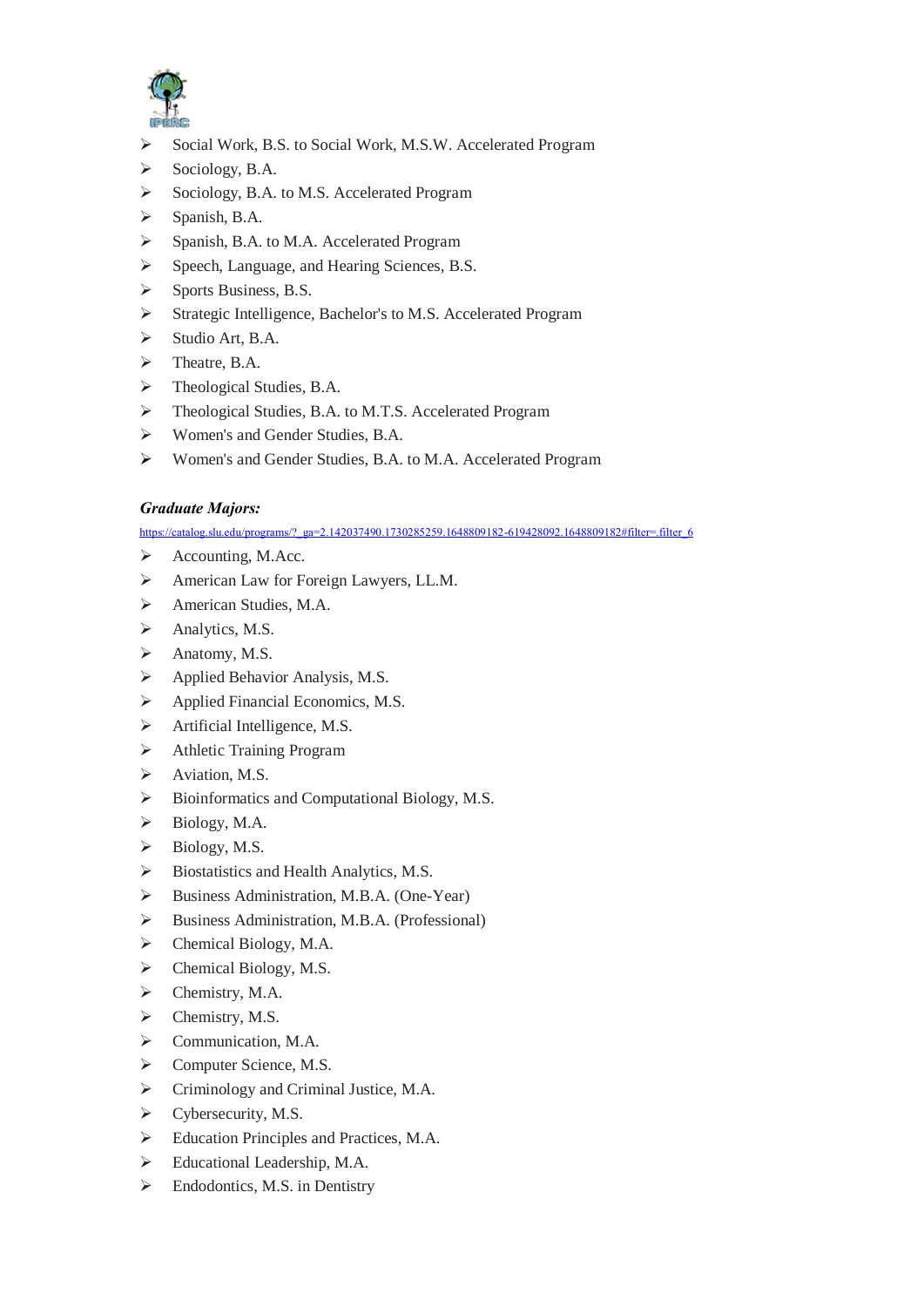- Social Work, B.S. to Social Work, M.S.W. Accelerated Program
- Sociology, B.A.
- Sociology, B.A. to M.S. Accelerated Program
- Spanish, B.A.
- Spanish, B.A. to M.A. Accelerated Program
- Speech, Language, and Hearing Sciences, B.S.
- Sports Business, B.S.
- Strategic Intelligence, Bachelor's to M.S. Accelerated Program
- Studio Art, B.A.
- Theatre, B.A.
- Theological Studies, B.A.
- Theological Studies, B.A. to M.T.S. Accelerated Program
- Women's and Gender Studies, B.A.
- Women's and Gender Studies, B.A. to M.A. Accelerated Program

***Graduate Majors:***

https://catalog.slu.edu/programs/?_ga=2.142037490.1730285259.1648809182-619428092.1648809182#filter=.filter_6

- Accounting, M.Acc.
- American Law for Foreign Lawyers, LL.M.
- American Studies, M.A.
- Analytics, M.S.
- Anatomy, M.S.
- Applied Behavior Analysis, M.S.
- Applied Financial Economics, M.S.
- Artificial Intelligence, M.S.
- Athletic Training Program
- Aviation, M.S.
- Bioinformatics and Computational Biology, M.S.
- Biology, M.A.
- Biology, M.S.
- Biostatistics and Health Analytics, M.S.
- Business Administration, M.B.A. (One-Year)
- Business Administration, M.B.A. (Professional)
- Chemical Biology, M.A.
- Chemical Biology, M.S.
- Chemistry, M.A.
- Chemistry, M.S.
- Communication, M.A.
- Computer Science, M.S.
- Criminology and Criminal Justice, M.A.
- Cybersecurity, M.S.
- Education Principles and Practices, M.A.
- Educational Leadership, M.A.
- Endodontics, M.S. in Dentistry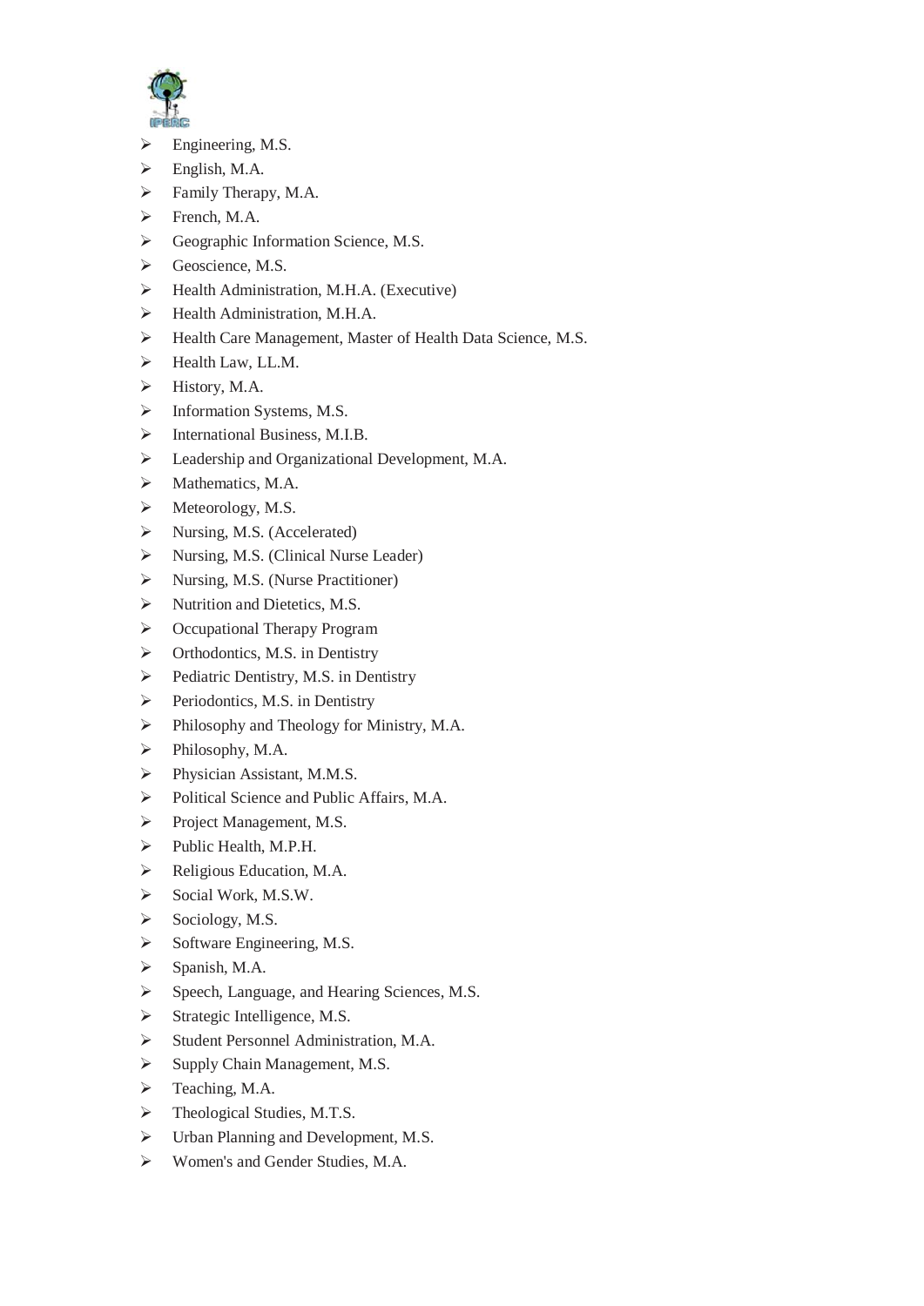- Engineering, M.S.
- English, M.A.
- Family Therapy, M.A.
- French, M.A.
- Geographic Information Science, M.S.
- Geoscience, M.S.
- Health Administration, M.H.A. (Executive)
- Health Administration, M.H.A.
- Health Care Management, Master of Health Data Science, M.S.
- Health Law, LL.M.
- History, M.A.
- Information Systems, M.S.
- International Business, M.I.B.
- Leadership and Organizational Development, M.A.
- Mathematics, M.A.
- Meteorology, M.S.
- Nursing, M.S. (Accelerated)
- Nursing, M.S. (Clinical Nurse Leader)
- Nursing, M.S. (Nurse Practitioner)
- Nutrition and Dietetics, M.S.
- Occupational Therapy Program
- Orthodontics, M.S. in Dentistry
- Pediatric Dentistry, M.S. in Dentistry
- Periodontics, M.S. in Dentistry
- Philosophy and Theology for Ministry, M.A.
- Philosophy, M.A.
- Physician Assistant, M.M.S.
- Political Science and Public Affairs, M.A.
- Project Management, M.S.
- Public Health, M.P.H.
- Religious Education, M.A.
- Social Work, M.S.W.
- Sociology, M.S.
- Software Engineering, M.S.
- Spanish, M.A.
- Speech, Language, and Hearing Sciences, M.S.
- Strategic Intelligence, M.S.
- Student Personnel Administration, M.A.
- Supply Chain Management, M.S.
- Teaching, M.A.
- Theological Studies, M.T.S.
- Urban Planning and Development, M.S.
- Women's and Gender Studies, M.A.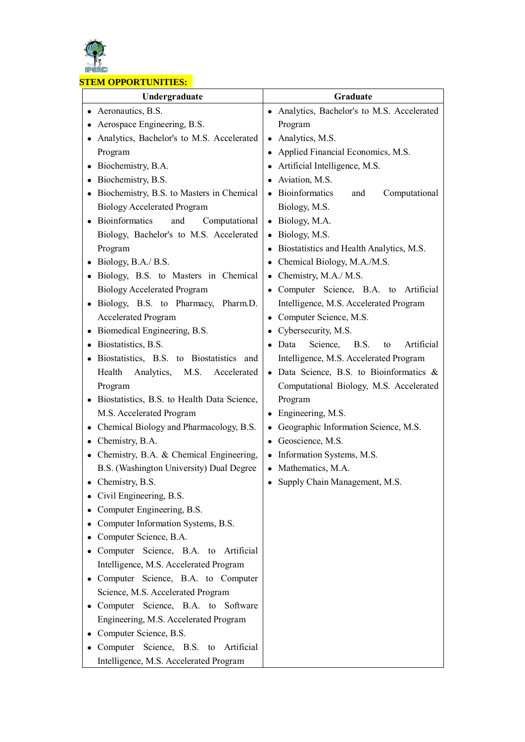**STEM OPPORTUNITIES:**

| Undergraduate | Graduate |
| --- | --- |
| • Aeronautics, B.S.<br>• Aerospace Engineering, B.S.<br>• Analytics, Bachelor's to M.S. Accelerated Program<br>• Biochemistry, B.A.<br>• Biochemistry, B.S.<br>• Biochemistry, B.S. to Masters in Chemical Biology Accelerated Program<br>• Bioinformatics and Computational Biology, Bachelor's to M.S. Accelerated Program<br>• Biology, B.A./ B.S.<br>• Biology, B.S. to Masters in Chemical Biology Accelerated Program<br>• Biology, B.S. to Pharmacy, Pharm.D. Accelerated Program<br>• Biomedical Engineering, B.S.<br>• Biostatistics, B.S.<br>• Biostatistics, B.S. to Biostatistics and Health Analytics, M.S. Accelerated Program<br>• Biostatistics, B.S. to Health Data Science, M.S. Accelerated Program<br>• Chemical Biology and Pharmacology, B.S.<br>• Chemistry, B.A.<br>• Chemistry, B.A. & Chemical Engineering, B.S. (Washington University) Dual Degree<br>• Chemistry, B.S.<br>• Civil Engineering, B.S.<br>• Computer Engineering, B.S.<br>• Computer Information Systems, B.S.<br>• Computer Science, B.A.<br>• Computer Science, B.A. to Artificial Intelligence, M.S. Accelerated Program<br>• Computer Science, B.A. to Computer Science, M.S. Accelerated Program<br>• Computer Science, B.A. to Software Engineering, M.S. Accelerated Program<br>• Computer Science, B.S.<br>• Computer Science, B.S. to Artificial Intelligence, M.S. Accelerated Program | • Analytics, Bachelor's to M.S. Accelerated Program<br>• Analytics, M.S.<br>• Applied Financial Economics, M.S.<br>• Artificial Intelligence, M.S.<br>• Aviation, M.S.<br>• Bioinformatics and Computational Biology, M.S.<br>• Biology, M.A.<br>• Biology, M.S.<br>• Biostatistics and Health Analytics, M.S.<br>• Chemical Biology, M.A./M.S.<br>• Chemistry, M.A./ M.S.<br>• Computer Science, B.A. to Artificial Intelligence, M.S. Accelerated Program<br>• Computer Science, M.S.<br>• Cybersecurity, M.S.<br>• Data Science, B.S. to Artificial Intelligence, M.S. Accelerated Program<br>• Data Science, B.S. to Bioinformatics & Computational Biology, M.S. Accelerated Program<br>• Engineering, M.S.<br>• Geographic Information Science, M.S.<br>• Geoscience, M.S.<br>• Information Systems, M.S.<br>• Mathematics, M.A.<br>• Supply Chain Management, M.S. |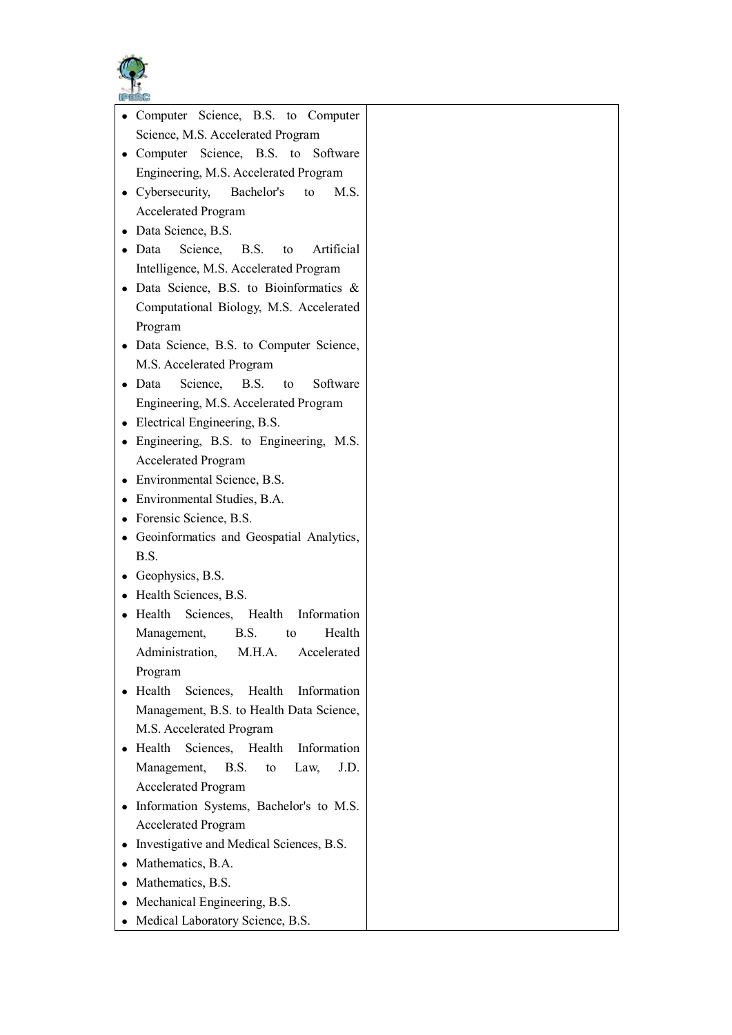| | |
|---|---|
| • Computer Science, B.S. to Computer Science, M.S. Accelerated Program<br>• Computer Science, B.S. to Software Engineering, M.S. Accelerated Program<br>• Cybersecurity, Bachelor's to M.S. Accelerated Program<br>• Data Science, B.S.<br>• Data Science, B.S. to Artificial Intelligence, M.S. Accelerated Program<br>• Data Science, B.S. to Bioinformatics & Computational Biology, M.S. Accelerated Program<br>• Data Science, B.S. to Computer Science, M.S. Accelerated Program<br>• Data Science, B.S. to Software Engineering, M.S. Accelerated Program<br>• Electrical Engineering, B.S.<br>• Engineering, B.S. to Engineering, M.S. Accelerated Program<br>• Environmental Science, B.S.<br>• Environmental Studies, B.A.<br>• Forensic Science, B.S.<br>• Geoinformatics and Geospatial Analytics, B.S.<br>• Geophysics, B.S.<br>• Health Sciences, B.S.<br>• Health Sciences, Health Information Management, B.S. to Health Administration, M.H.A. Accelerated Program<br>• Health Sciences, Health Information Management, B.S. to Health Data Science, M.S. Accelerated Program<br>• Health Sciences, Health Information Management, B.S. to Law, J.D. Accelerated Program<br>• Information Systems, Bachelor's to M.S. Accelerated Program<br>• Investigative and Medical Sciences, B.S.<br>• Mathematics, B.A.<br>• Mathematics, B.S.<br>• Mechanical Engineering, B.S.<br>• Medical Laboratory Science, B.S. | |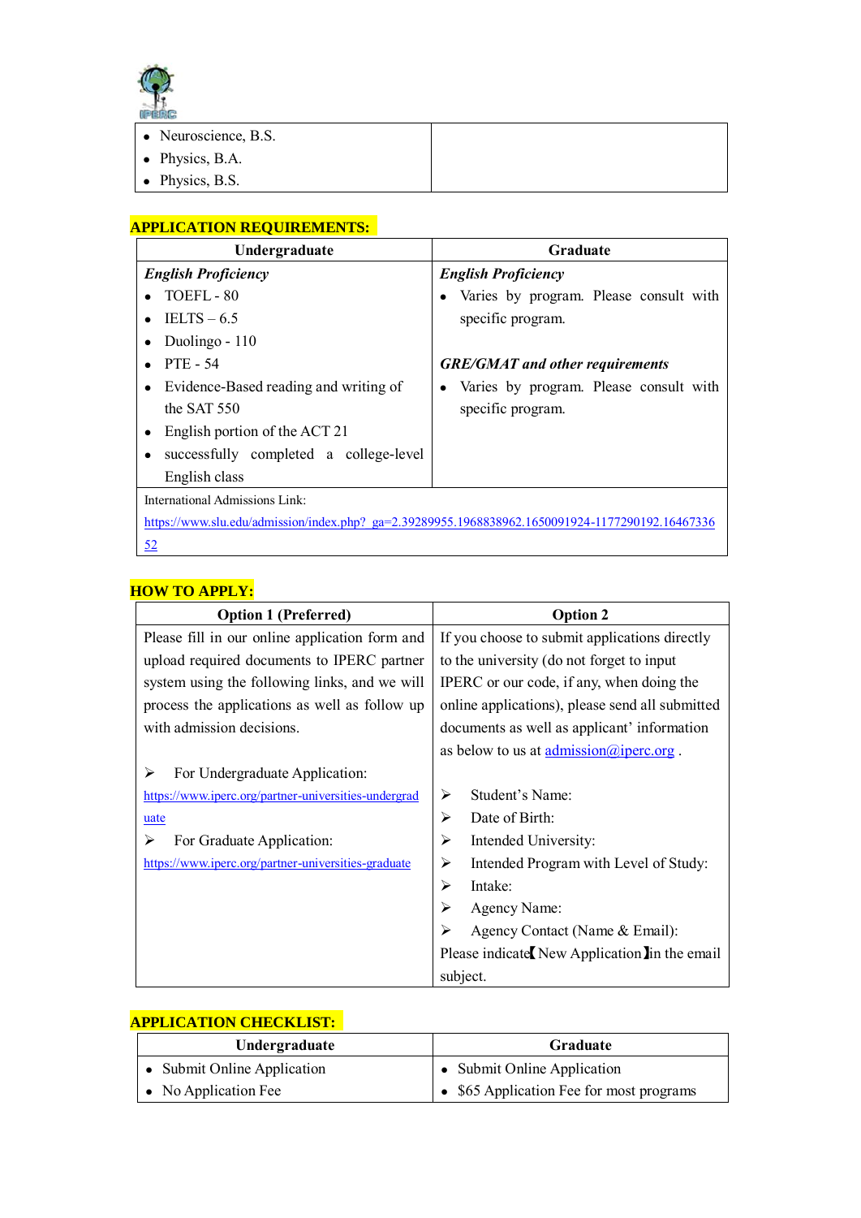| | |
|---|---|
| • Neuroscience, B.S.<br>• Physics, B.A.<br>• Physics, B.S. | |

## APPLICATION REQUIREMENTS:

| Undergraduate | Graduate |
|---|---|
| ***English Proficiency***<br>• TOEFL - 80<br>• IELTS – 6.5<br>• Duolingo - 110<br>• PTE - 54<br>• Evidence-Based reading and writing of the SAT 550<br>• English portion of the ACT 21<br>• successfully completed a college-level English class | ***English Proficiency***<br>• Varies by program. Please consult with specific program.<br><br>***GRE/GMAT and other requirements***<br>• Varies by program. Please consult with specific program. |
| International Admissions Link:<br>https://www.slu.edu/admission/index.php?_ga=2.39289955.1968838962.1650091924-1177290192.1646733652 | |

## HOW TO APPLY:

| Option 1 (Preferred) | Option 2 |
|---|---|
| Please fill in our online application form and upload required documents to IPERC partner system using the following links, and we will process the applications as well as follow up with admission decisions.<br><br>➢ For Undergraduate Application:<br>https://www.iperc.org/partner-universities-undergraduate<br>➢ For Graduate Application:<br>https://www.iperc.org/partner-universities-graduate | If you choose to submit applications directly to the university (do not forget to input IPERC or our code, if any, when doing the online applications), please send all submitted documents as well as applicant' information as below to us at admission@iperc.org .<br><br>➢ Student's Name:<br>➢ Date of Birth:<br>➢ Intended University:<br>➢ Intended Program with Level of Study:<br>➢ Intake:<br>➢ Agency Name:<br>➢ Agency Contact (Name & Email):<br>Please indicate【New Application】in the email subject. |

## APPLICATION CHECKLIST:

| Undergraduate | Graduate |
|---|---|
| • Submit Online Application<br>• No Application Fee | • Submit Online Application<br>• $65 Application Fee for most programs |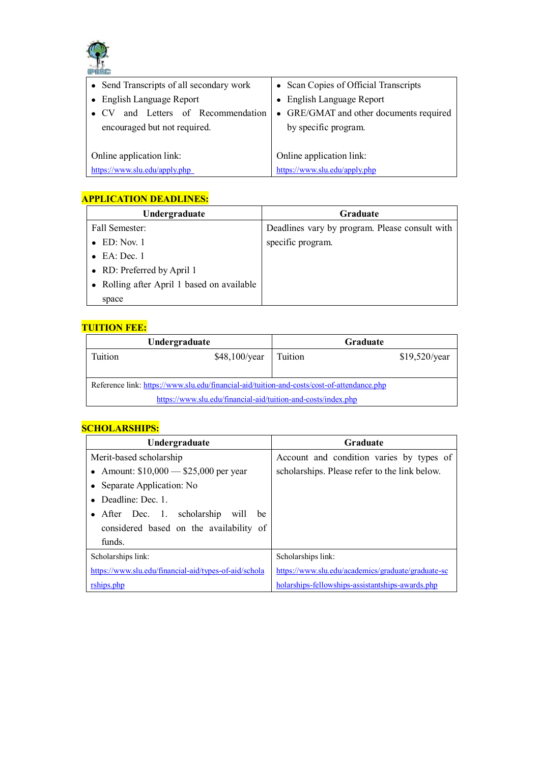| | |
|---|---|
| • Send Transcripts of all secondary work<br>• English Language Report<br>• CV and Letters of Recommendation encouraged but not required.<br><br>Online application link:<br>https://www.slu.edu/apply.php | • Scan Copies of Official Transcripts<br>• English Language Report<br>• GRE/GMAT and other documents required by specific program.<br><br>Online application link:<br>https://www.slu.edu/apply.php |

**APPLICATION DEADLINES:**

| Undergraduate | Graduate |
|---|---|
| Fall Semester:<br>• ED: Nov. 1<br>• EA: Dec. 1<br>• RD: Preferred by April 1<br>• Rolling after April 1 based on available space | Deadlines vary by program. Please consult with specific program. |

**TUITION FEE:**

| Undergraduate | | Graduate | |
|---|---|---|---|
| Tuition | $48,100/year | Tuition | $19,520/year |
| Reference link: https://www.slu.edu/financial-aid/tuition-and-costs/cost-of-attendance.php<br>https://www.slu.edu/financial-aid/tuition-and-costs/index.php | | | |

**SCHOLARSHIPS:**

| Undergraduate | Graduate |
|---|---|
| Merit-based scholarship<br>• Amount: $10,000 — $25,000 per year<br>• Separate Application: No<br>• Deadline: Dec. 1.<br>• After Dec. 1. scholarship will be considered based on the availability of funds. | Account and condition varies by types of scholarships. Please refer to the link below. |
| Scholarships link:<br>https://www.slu.edu/financial-aid/types-of-aid/scholarships.php | Scholarships link:<br>https://www.slu.edu/academics/graduate/graduate-scholarships-fellowships-assistantships-awards.php |